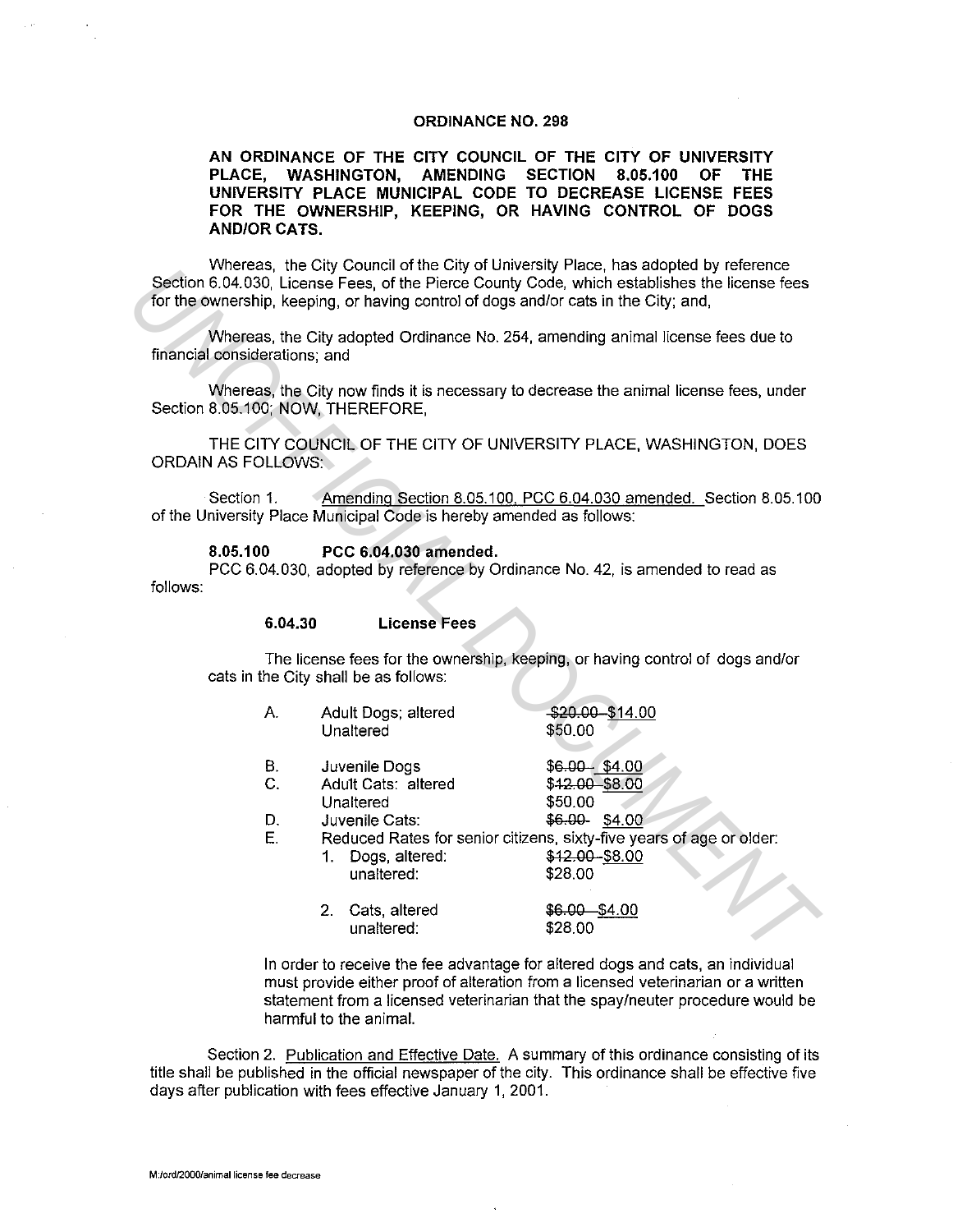# ORDINANCE NO. 298

**AN ORDINANCE OF THE CITY COUNCIL OF THE CITY OF UNIVERSITY PLACE, WASHINGTON, AMENDING SECTION 8.05.100 OF THE UNIVERSITY PLACE MUNICIPAL CODE TO DECREASE LICENSE FEES FOR THE OWNERSHIP, KEEPING, OR HAVING CONTROL OF DOGS AND/OR CATS.**

Whereas, the City Council of the City of University Place, has adopted by reference Section 6.04.030, License Fees, of the Pierce County Code, which establishes the license fees for the ownership, keeping, or having control of dogs and/or cats in the City; and,

Whereas, the City adopted Ordinance No. 254, amending animal license fees due to financial considerations; and

Whereas, the City now finds it is necessary to decrease the animal license fees, under Section 8.05.100; NOW, THEREFORE,

THE CITY COUNCIL OF THE CITY OF UNIVERSITY PLACE, WASHINGTON, DOES ORDAIN AS FOLLOWS:

Section 1. <u>Amending Section 8.05.100, PCC 6.04.030 amended.</u> Section 8.05.100 of the University Place Municipal Code is hereby amended as follows:

**8.05.100 PCC 6.04.030 amended.**

PCC 6.04.030, adopted by reference by Ordinance No. 42, is amended to read as follows:

**6.04.30 License Fees**

The license fees for the ownership, keeping, or having control of dogs and/or cats in the City shall be as follows:

| | | |
|---|---|---|
| A. | Adult Dogs; altered | ~~$20.00~~ <u>$14.00</u> |
| | Unaltered | $50.00 |
| B. | Juvenile Dogs | ~~$6.00~~ <u>$4.00</u> |
| C. | Adult Cats: altered | ~~$12.00~~ <u>$8.00</u> |
| | Unaltered | $50.00 |
| D. | Juvenile Cats: | ~~$6.00~~ <u>$4.00</u> |
| E. | Reduced Rates for senior citizens, sixty-five years of age or older: | |
| | 1. Dogs, altered: | ~~$12.00~~ <u>$8.00</u> |
| | unaltered: | $28.00 |
| | 2. Cats, altered | ~~$6.00~~ <u>$4.00</u> |
| | unaltered: | $28.00 |

In order to receive the fee advantage for altered dogs and cats, an individual must provide either proof of alteration from a licensed veterinarian or a written statement from a licensed veterinarian that the spay/neuter procedure would be harmful to the animal.

Section 2. <u>Publication and Effective Date.</u> A summary of this ordinance consisting of its title shall be published in the official newspaper of the city. This ordinance shall be effective five days after publication with fees effective January 1, 2001.

M:/ord/2000/animal license fee decrease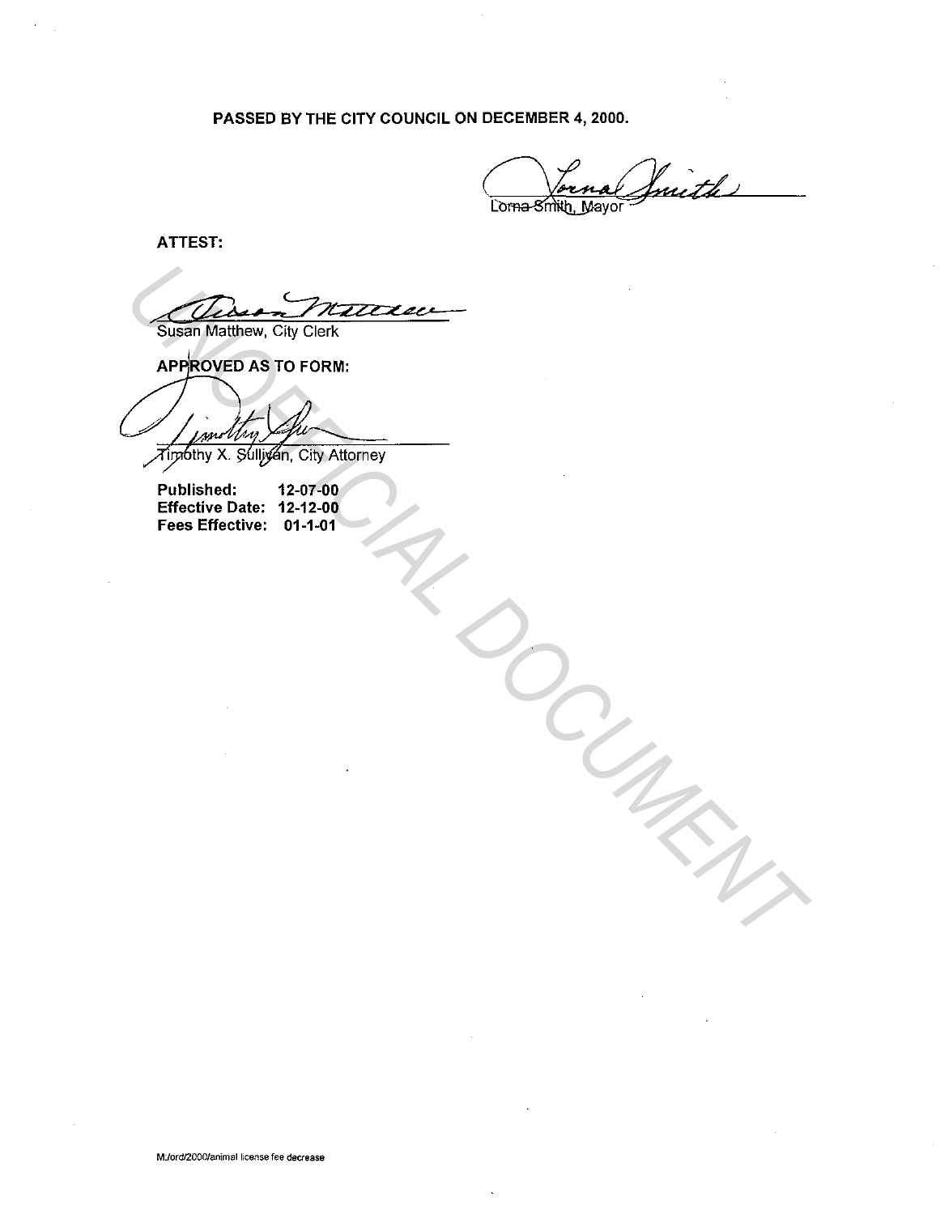**PASSED BY THE CITY COUNCIL ON DECEMBER 4, 2000.**

Lorna Smith, Mayor

**ATTEST:**

Susan Matthew, City Clerk

**APPROVED AS TO FORM:**

Timothy X. Sullivan, City Attorney

**Published:** 12-07-00
**Effective Date:** 12-12-00
**Fees Effective:** 01-1-01

M:/ord/2000/animal license fee decrease